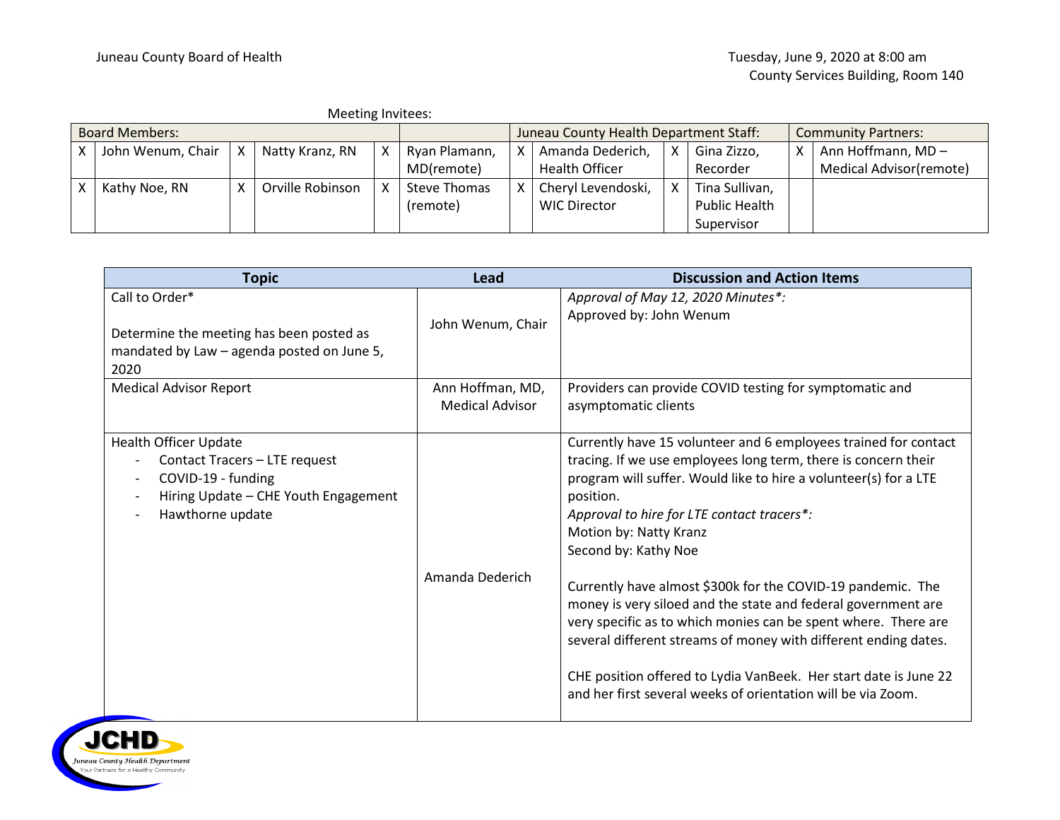Juneau County Board of Health

Tuesday, June 9, 2020 at 8:00 am
County Services Building, Room 140

Meeting Invitees:

| Board Members: | | | | | | Juneau County Health Department Staff: | | | | Community Partners: | |
|---|---|---|---|---|---|---|---|---|---|---|---|
| X | John Wenum, Chair | X | Natty Kranz, RN | X | Ryan Plamann, MD(remote) | X | Amanda Dederich, Health Officer | X | Gina Zizzo, Recorder | X | Ann Hoffmann, MD – Medical Advisor(remote) |
| X | Kathy Noe, RN | X | Orville Robinson | X | Steve Thomas (remote) | X | Cheryl Levendoski, WIC Director | X | Tina Sullivan, Public Health Supervisor | | |

| Topic | Lead | Discussion and Action Items |
|---|---|---|
| Call to Order*<br><br>Determine the meeting has been posted as mandated by Law – agenda posted on June 5, 2020 | John Wenum, Chair | *Approval of May 12, 2020 Minutes*:*<br>Approved by: John Wenum |
| Medical Advisor Report | Ann Hoffman, MD, Medical Advisor | Providers can provide COVID testing for symptomatic and asymptomatic clients |
| Health Officer Update<br>- Contact Tracers – LTE request<br>- COVID-19 - funding<br>- Hiring Update – CHE Youth Engagement<br>- Hawthorne update | Amanda Dederich | Currently have 15 volunteer and 6 employees trained for contact tracing. If we use employees long term, there is concern their program will suffer. Would like to hire a volunteer(s) for a LTE position.<br>*Approval to hire for LTE contact tracers*:*<br>Motion by: Natty Kranz<br>Second by: Kathy Noe<br><br>Currently have almost $300k for the COVID-19 pandemic. The money is very siloed and the state and federal government are very specific as to which monies can be spent where. There are several different streams of money with different ending dates.<br><br>CHE position offered to Lydia VanBeek. Her start date is June 22 and her first several weeks of orientation will be via Zoom. |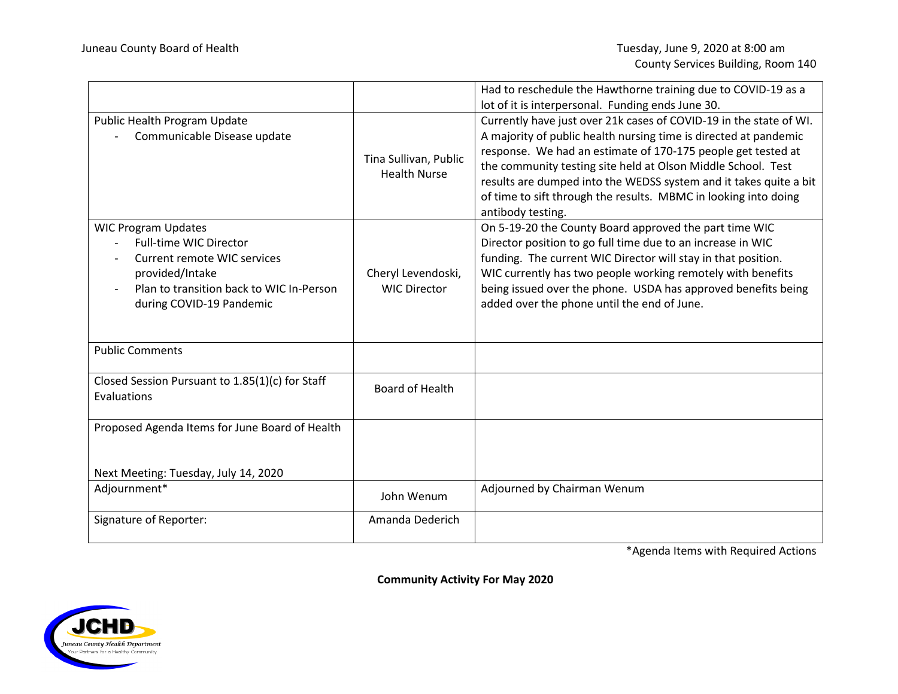| | | |
|---|---|---|
| | | Had to reschedule the Hawthorne training due to COVID-19 as a lot of it is interpersonal. Funding ends June 30. |
| Public Health Program Update<br>- Communicable Disease update | Tina Sullivan, Public Health Nurse | Currently have just over 21k cases of COVID-19 in the state of WI. A majority of public health nursing time is directed at pandemic response. We had an estimate of 170-175 people get tested at the community testing site held at Olson Middle School. Test results are dumped into the WEDSS system and it takes quite a bit of time to sift through the results. MBMC in looking into doing antibody testing. |
| WIC Program Updates<br>- Full-time WIC Director<br>- Current remote WIC services provided/Intake<br>- Plan to transition back to WIC In-Person during COVID-19 Pandemic | Cheryl Levendoski, WIC Director | On 5-19-20 the County Board approved the part time WIC Director position to go full time due to an increase in WIC funding. The current WIC Director will stay in that position. WIC currently has two people working remotely with benefits being issued over the phone. USDA has approved benefits being added over the phone until the end of June. |
| Public Comments | | |
| Closed Session Pursuant to 1.85(1)(c) for Staff Evaluations | Board of Health | |
| Proposed Agenda Items for June Board of Health<br><br>Next Meeting: Tuesday, July 14, 2020 | | |
| Adjournment* | John Wenum | Adjourned by Chairman Wenum |
| Signature of Reporter: | Amanda Dederich | |

*Agenda Items with Required Actions

**Community Activity For May 2020**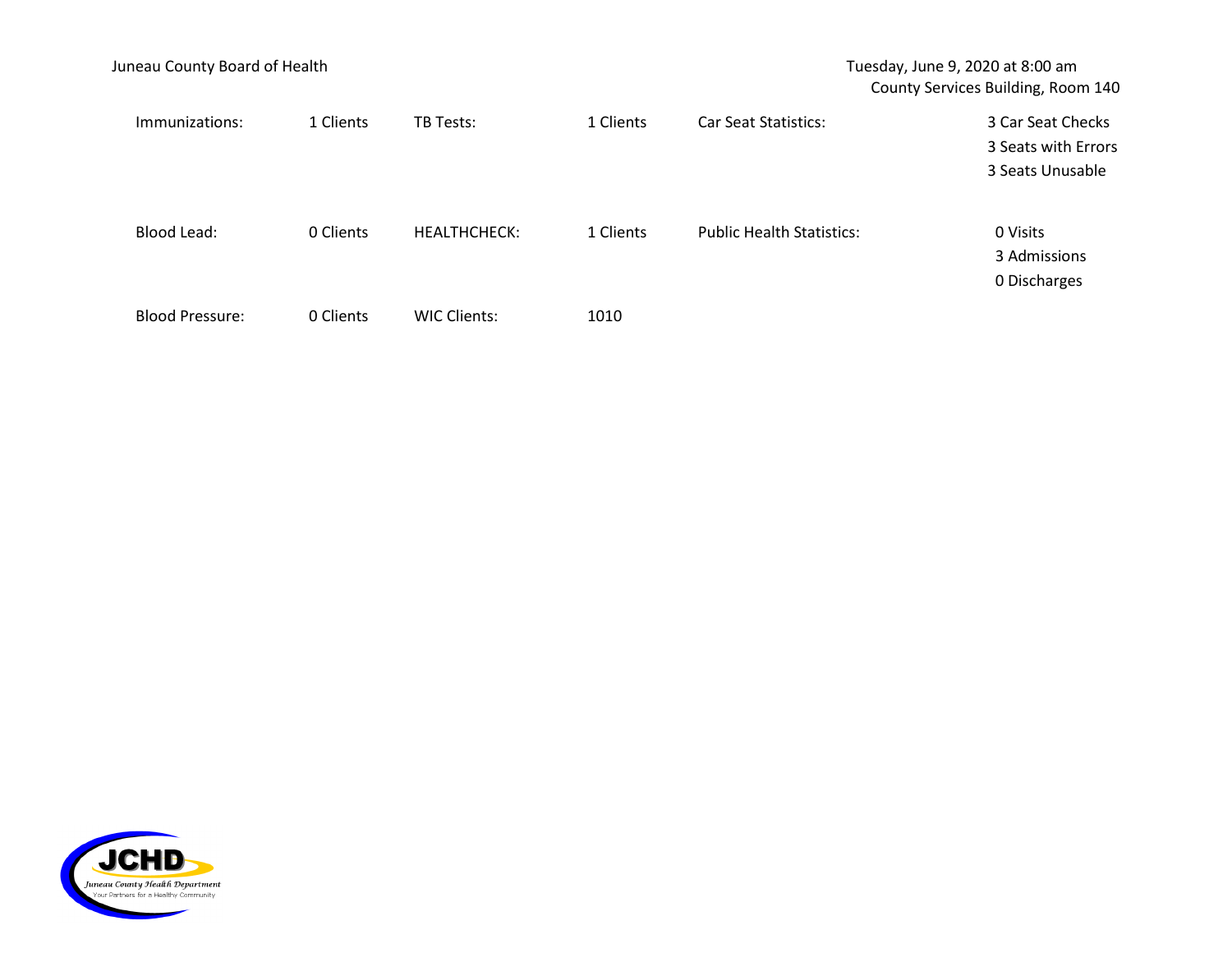Juneau County Board of Health

Tuesday, June 9, 2020 at 8:00 am
County Services Building, Room 140

| | | | | | |
|---|---|---|---|---|---|
| Immunizations: | 1 Clients | TB Tests: | 1 Clients | Car Seat Statistics: | 3 Car Seat Checks<br>3 Seats with Errors<br>3 Seats Unusable |
| Blood Lead: | 0 Clients | HEALTHCHECK: | 1 Clients | Public Health Statistics: | 0 Visits<br>3 Admissions<br>0 Discharges |
| Blood Pressure: | 0 Clients | WIC Clients: | 1010 | | |

JCHD
Juneau County Health Department
Your Partners for a Healthy Community